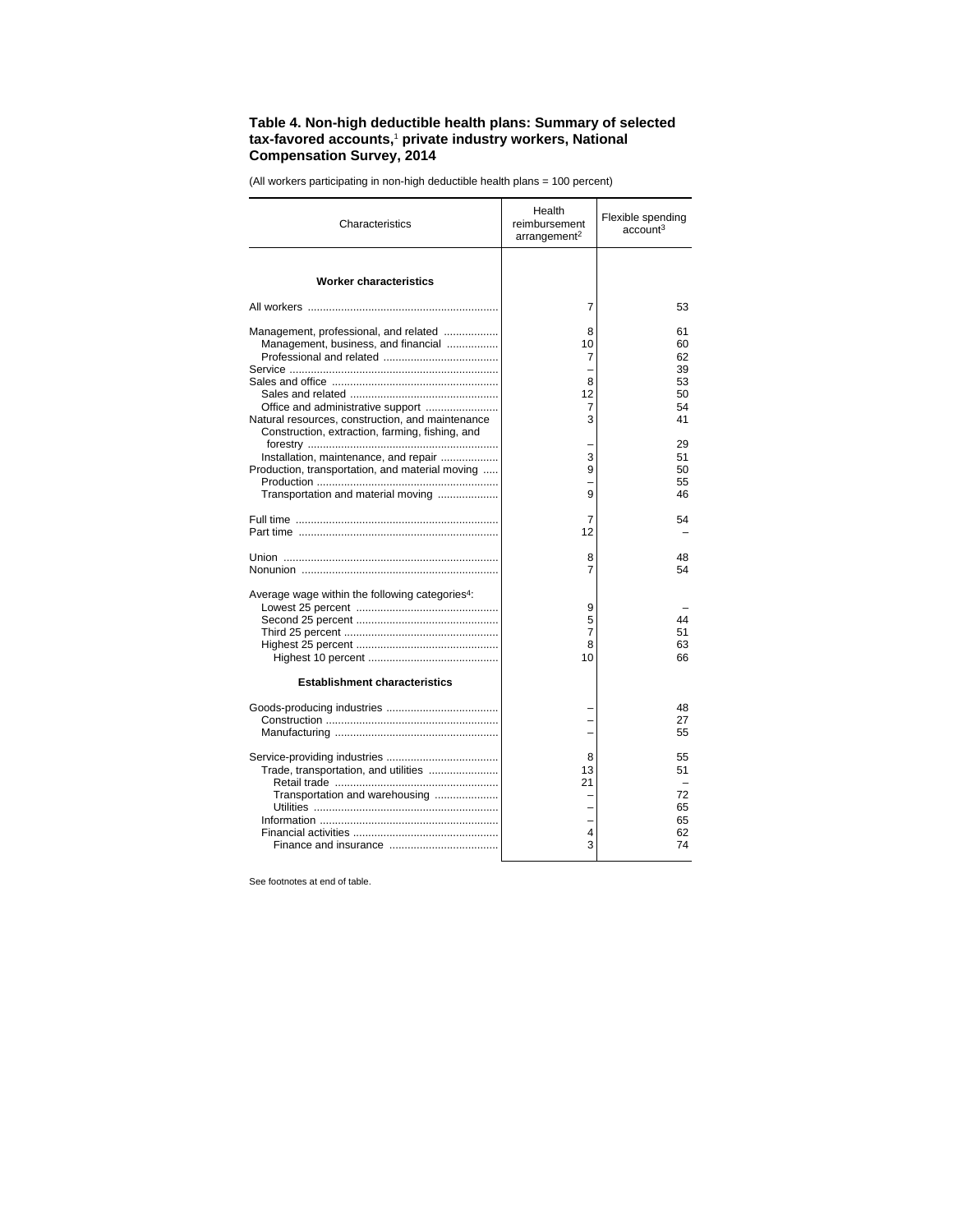### Table 4. Non-high deductible health plans: Summary of selected tax-favored accounts,[1] private industry workers, National Compensation Survey, 2014

(All workers participating in non-high deductible health plans = 100 percent)

| Characteristics | Health reimbursement arrangement[2] | Flexible spending account[3] |
|---|---|---|
| **Worker characteristics** | | |
| All workers | 7 | 53 |
| Management, professional, and related | 8 | 61 |
| Management, business, and financial | 10 | 60 |
| Professional and related | 7 | 62 |
| Service | – | 39 |
| Sales and office | 8 | 53 |
| Sales and related | 12 | 50 |
| Office and administrative support | 7 | 54 |
| Natural resources, construction, and maintenance | 3 | 41 |
| Construction, extraction, farming, fishing, and forestry | – | 29 |
| Installation, maintenance, and repair | 3 | 51 |
| Production, transportation, and material moving | 9 | 50 |
| Production | – | 55 |
| Transportation and material moving | 9 | 46 |
| Full time | 7 | 54 |
| Part time | 12 | – |
| Union | 8 | 48 |
| Nonunion | 7 | 54 |
| Average wage within the following categories[4]: | | |
| Lowest 25 percent | 9 | – |
| Second 25 percent | 5 | 44 |
| Third 25 percent | 7 | 51 |
| Highest 25 percent | 8 | 63 |
| Highest 10 percent | 10 | 66 |
| **Establishment characteristics** | | |
| Goods-producing industries | – | 48 |
| Construction | – | 27 |
| Manufacturing | – | 55 |
| Service-providing industries | 8 | 55 |
| Trade, transportation, and utilities | 13 | 51 |
| Retail trade | 21 | – |
| Transportation and warehousing | – | 72 |
| Utilities | – | 65 |
| Information | – | 65 |
| Financial activities | 4 | 62 |
| Finance and insurance | 3 | 74 |

See footnotes at end of table.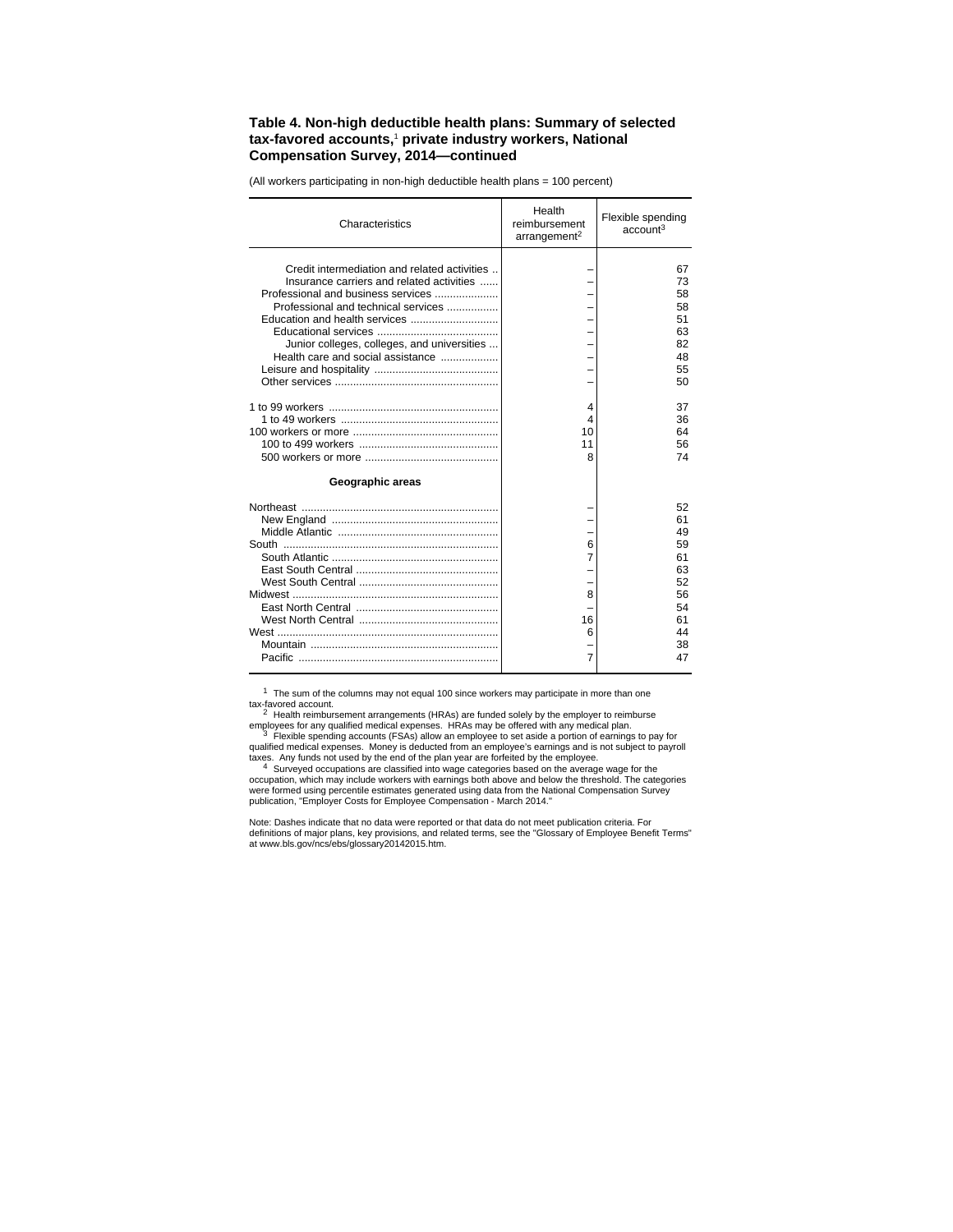**Table 4. Non-high deductible health plans: Summary of selected tax-favored accounts,[1] private industry workers, National Compensation Survey, 2014—continued**

(All workers participating in non-high deductible health plans = 100 percent)

| Characteristics | Health reimbursement arrangement[2] | Flexible spending account[3] |
|---|---|---|
| Credit intermediation and related activities | – | 67 |
| Insurance carriers and related activities | – | 73 |
| Professional and business services | – | 58 |
| Professional and technical services | – | 58 |
| Education and health services | – | 51 |
| Educational services | – | 63 |
| Junior colleges, colleges, and universities | – | 82 |
| Health care and social assistance | – | 48 |
| Leisure and hospitality | – | 55 |
| Other services | – | 50 |
| 1 to 99 workers | 4 | 37 |
| 1 to 49 workers | 4 | 36 |
| 100 workers or more | 10 | 64 |
| 100 to 499 workers | 11 | 56 |
| 500 workers or more | 8 | 74 |
| **Geographic areas** | | |
| Northeast | – | 52 |
| New England | – | 61 |
| Middle Atlantic | – | 49 |
| South | 6 | 59 |
| South Atlantic | 7 | 61 |
| East South Central | – | 63 |
| West South Central | – | 52 |
| Midwest | 8 | 56 |
| East North Central | – | 54 |
| West North Central | 16 | 61 |
| West | 6 | 44 |
| Mountain | – | 38 |
| Pacific | 7 | 47 |

[1] The sum of the columns may not equal 100 since workers may participate in more than one tax-favored account.

[2] Health reimbursement arrangements (HRAs) are funded solely by the employer to reimburse employees for any qualified medical expenses. HRAs may be offered with any medical plan.

[3] Flexible spending accounts (FSAs) allow an employee to set aside a portion of earnings to pay for qualified medical expenses. Money is deducted from an employee's earnings and is not subject to payroll taxes. Any funds not used by the end of the plan year are forfeited by the employee.

[4] Surveyed occupations are classified into wage categories based on the average wage for the occupation, which may include workers with earnings both above and below the threshold. The categories were formed using percentile estimates generated using data from the National Compensation Survey publication, "Employer Costs for Employee Compensation - March 2014."

Note: Dashes indicate that no data were reported or that data do not meet publication criteria. For definitions of major plans, key provisions, and related terms, see the "Glossary of Employee Benefit Terms" at www.bls.gov/ncs/ebs/glossary20142015.htm.